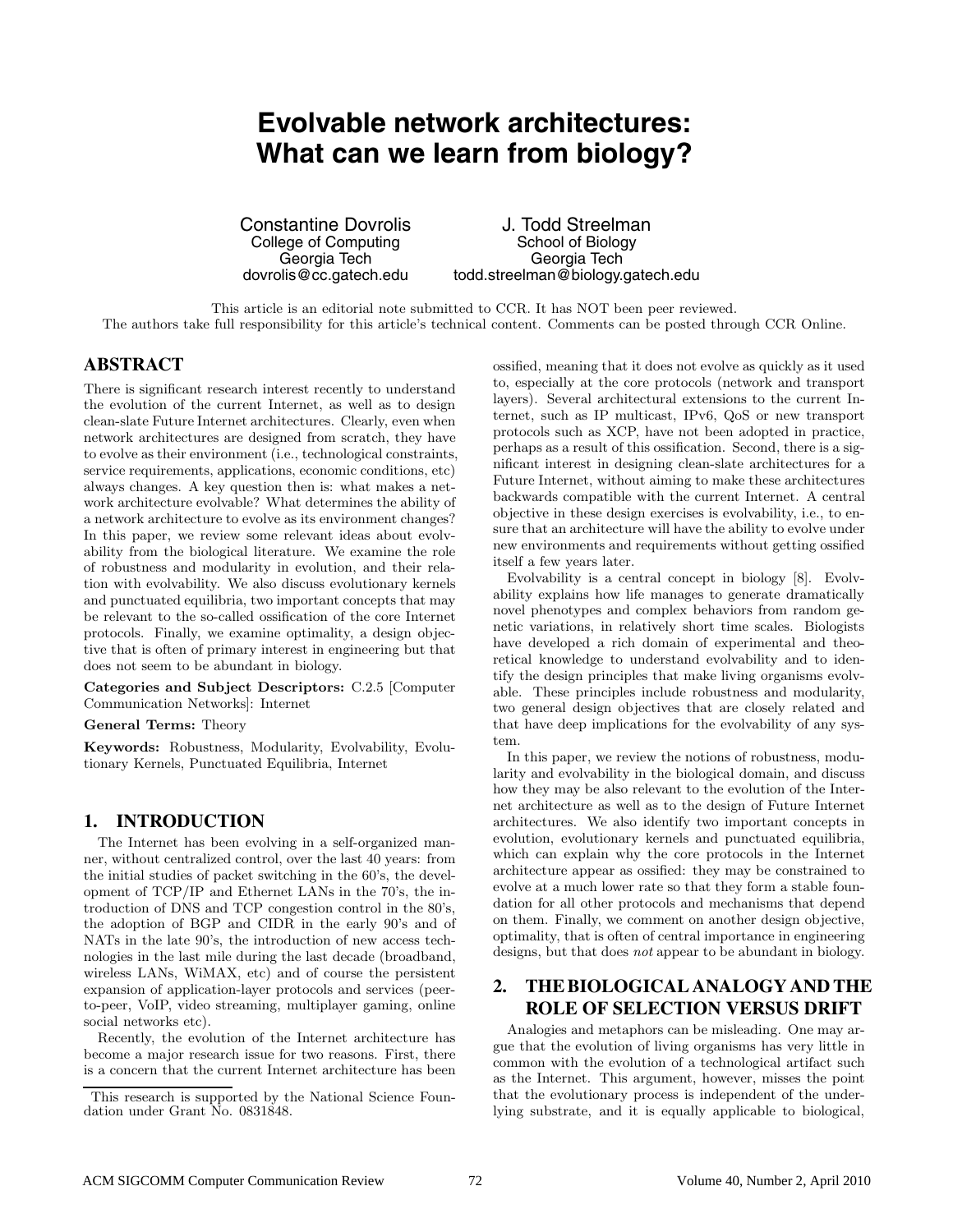# Evolvable network architectures: What can we learn from biology?

Constantine Dovrolis
College of Computing
Georgia Tech
dovrolis@cc.gatech.edu

J. Todd Streelman
School of Biology
Georgia Tech
todd.streelman@biology.gatech.edu

This article is an editorial note submitted to CCR. It has NOT been peer reviewed.
The authors take full responsibility for this article's technical content. Comments can be posted through CCR Online.

## ABSTRACT

There is significant research interest recently to understand the evolution of the current Internet, as well as to design clean-slate Future Internet architectures. Clearly, even when network architectures are designed from scratch, they have to evolve as their environment (i.e., technological constraints, service requirements, applications, economic conditions, etc) always changes. A key question then is: what makes a network architecture evolvable? What determines the ability of a network architecture to evolve as its environment changes? In this paper, we review some relevant ideas about evolvability from the biological literature. We examine the role of robustness and modularity in evolution, and their relation with evolvability. We also discuss evolutionary kernels and punctuated equilibria, two important concepts that may be relevant to the so-called ossification of the core Internet protocols. Finally, we examine optimality, a design objective that is often of primary interest in engineering but that does not seem to be abundant in biology.

**Categories and Subject Descriptors:** C.2.5 [Computer Communication Networks]: Internet

**General Terms:** Theory

**Keywords:** Robustness, Modularity, Evolvability, Evolutionary Kernels, Punctuated Equilibria, Internet

## 1. INTRODUCTION

The Internet has been evolving in a self-organized manner, without centralized control, over the last 40 years: from the initial studies of packet switching in the 60's, the development of TCP/IP and Ethernet LANs in the 70's, the introduction of DNS and TCP congestion control in the 80's, the adoption of BGP and CIDR in the early 90's and of NATs in the late 90's, the introduction of new access technologies in the last mile during the last decade (broadband, wireless LANs, WiMAX, etc) and of course the persistent expansion of application-layer protocols and services (peer-to-peer, VoIP, video streaming, multiplayer gaming, online social networks etc).

Recently, the evolution of the Internet architecture has become a major research issue for two reasons. First, there is a concern that the current Internet architecture has been ossified, meaning that it does not evolve as quickly as it used to, especially at the core protocols (network and transport layers). Several architectural extensions to the current Internet, such as IP multicast, IPv6, QoS or new transport protocols such as XCP, have not been adopted in practice, perhaps as a result of this ossification. Second, there is a significant interest in designing clean-slate architectures for a Future Internet, without aiming to make these architectures backwards compatible with the current Internet. A central objective in these design exercises is evolvability, i.e., to ensure that an architecture will have the ability to evolve under new environments and requirements without getting ossified itself a few years later.

Evolvability is a central concept in biology [8]. Evolvability explains how life manages to generate dramatically novel phenotypes and complex behaviors from random genetic variations, in relatively short time scales. Biologists have developed a rich domain of experimental and theoretical knowledge to understand evolvability and to identify the design principles that make living organisms evolvable. These principles include robustness and modularity, two general design objectives that are closely related and that have deep implications for the evolvability of any system.

In this paper, we review the notions of robustness, modularity and evolvability in the biological domain, and discuss how they may be also relevant to the evolution of the Internet architecture as well as to the design of Future Internet architectures. We also identify two important concepts in evolution, evolutionary kernels and punctuated equilibria, which can explain why the core protocols in the Internet architecture appear as ossified: they may be constrained to evolve at a much lower rate so that they form a stable foundation for all other protocols and mechanisms that depend on them. Finally, we comment on another design objective, optimality, that is often of central importance in engineering designs, but that does *not* appear to be abundant in biology.

## 2. THE BIOLOGICAL ANALOGY AND THE ROLE OF SELECTION VERSUS DRIFT

Analogies and metaphors can be misleading. One may argue that the evolution of living organisms has very little in common with the evolution of a technological artifact such as the Internet. This argument, however, misses the point that the evolutionary process is independent of the underlying substrate, and it is equally applicable to biological,

This research is supported by the National Science Foundation under Grant No. 0831848.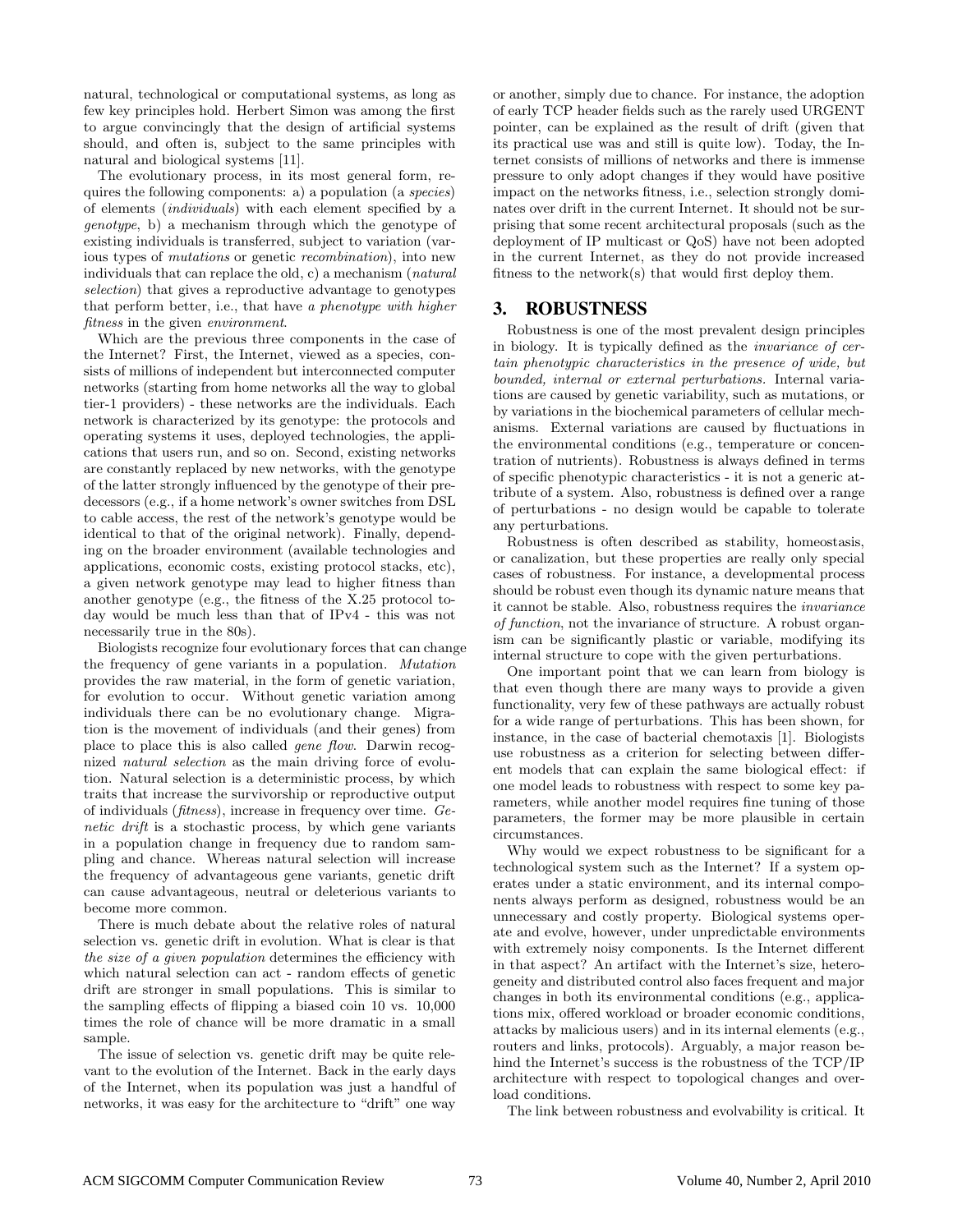natural, technological or computational systems, as long as few key principles hold. Herbert Simon was among the first to argue convincingly that the design of artificial systems should, and often is, subject to the same principles with natural and biological systems [11].

The evolutionary process, in its most general form, requires the following components: a) a population (a *species*) of elements (*individuals*) with each element specified by a *genotype*, b) a mechanism through which the genotype of existing individuals is transferred, subject to variation (various types of *mutations* or genetic *recombination*), into new individuals that can replace the old, c) a mechanism (*natural selection*) that gives a reproductive advantage to genotypes that perform better, i.e., that have *a phenotype with higher fitness* in the given *environment*.

Which are the previous three components in the case of the Internet? First, the Internet, viewed as a species, consists of millions of independent but interconnected computer networks (starting from home networks all the way to global tier-1 providers) - these networks are the individuals. Each network is characterized by its genotype: the protocols and operating systems it uses, deployed technologies, the applications that users run, and so on. Second, existing networks are constantly replaced by new networks, with the genotype of the latter strongly influenced by the genotype of their predecessors (e.g., if a home network's owner switches from DSL to cable access, the rest of the network's genotype would be identical to that of the original network). Finally, depending on the broader environment (available technologies and applications, economic costs, existing protocol stacks, etc), a given network genotype may lead to higher fitness than another genotype (e.g., the fitness of the X.25 protocol today would be much less than that of IPv4 - this was not necessarily true in the 80s).

Biologists recognize four evolutionary forces that can change the frequency of gene variants in a population. *Mutation* provides the raw material, in the form of genetic variation, for evolution to occur. Without genetic variation among individuals there can be no evolutionary change. Migration is the movement of individuals (and their genes) from place to place this is also called *gene flow*. Darwin recognized *natural selection* as the main driving force of evolution. Natural selection is a deterministic process, by which traits that increase the survivorship or reproductive output of individuals (*fitness*), increase in frequency over time. *Genetic drift* is a stochastic process, by which gene variants in a population change in frequency due to random sampling and chance. Whereas natural selection will increase the frequency of advantageous gene variants, genetic drift can cause advantageous, neutral or deleterious variants to become more common.

There is much debate about the relative roles of natural selection vs. genetic drift in evolution. What is clear is that *the size of a given population* determines the efficiency with which natural selection can act - random effects of genetic drift are stronger in small populations. This is similar to the sampling effects of flipping a biased coin 10 vs. 10,000 times the role of chance will be more dramatic in a small sample.

The issue of selection vs. genetic drift may be quite relevant to the evolution of the Internet. Back in the early days of the Internet, when its population was just a handful of networks, it was easy for the architecture to "drift" one way or another, simply due to chance. For instance, the adoption of early TCP header fields such as the rarely used URGENT pointer, can be explained as the result of drift (given that its practical use was and still is quite low). Today, the Internet consists of millions of networks and there is immense pressure to only adopt changes if they would have positive impact on the networks fitness, i.e., selection strongly dominates over drift in the current Internet. It should not be surprising that some recent architectural proposals (such as the deployment of IP multicast or QoS) have not been adopted in the current Internet, as they do not provide increased fitness to the network(s) that would first deploy them.

## 3. ROBUSTNESS

Robustness is one of the most prevalent design principles in biology. It is typically defined as the *invariance of certain phenotypic characteristics in the presence of wide, but bounded, internal or external perturbations*. Internal variations are caused by genetic variability, such as mutations, or by variations in the biochemical parameters of cellular mechanisms. External variations are caused by fluctuations in the environmental conditions (e.g., temperature or concentration of nutrients). Robustness is always defined in terms of specific phenotypic characteristics - it is not a generic attribute of a system. Also, robustness is defined over a range of perturbations - no design would be capable to tolerate any perturbations.

Robustness is often described as stability, homeostasis, or canalization, but these properties are really only special cases of robustness. For instance, a developmental process should be robust even though its dynamic nature means that it cannot be stable. Also, robustness requires the *invariance of function*, not the invariance of structure. A robust organism can be significantly plastic or variable, modifying its internal structure to cope with the given perturbations.

One important point that we can learn from biology is that even though there are many ways to provide a given functionality, very few of these pathways are actually robust for a wide range of perturbations. This has been shown, for instance, in the case of bacterial chemotaxis [1]. Biologists use robustness as a criterion for selecting between different models that can explain the same biological effect: if one model leads to robustness with respect to some key parameters, while another model requires fine tuning of those parameters, the former may be more plausible in certain circumstances.

Why would we expect robustness to be significant for a technological system such as the Internet? If a system operates under a static environment, and its internal components always perform as designed, robustness would be an unnecessary and costly property. Biological systems operate and evolve, however, under unpredictable environments with extremely noisy components. Is the Internet different in that aspect? An artifact with the Internet's size, heterogeneity and distributed control also faces frequent and major changes in both its environmental conditions (e.g., applications mix, offered workload or broader economic conditions, attacks by malicious users) and in its internal elements (e.g., routers and links, protocols). Arguably, a major reason behind the Internet's success is the robustness of the TCP/IP architecture with respect to topological changes and overload conditions.

The link between robustness and evolvability is critical. It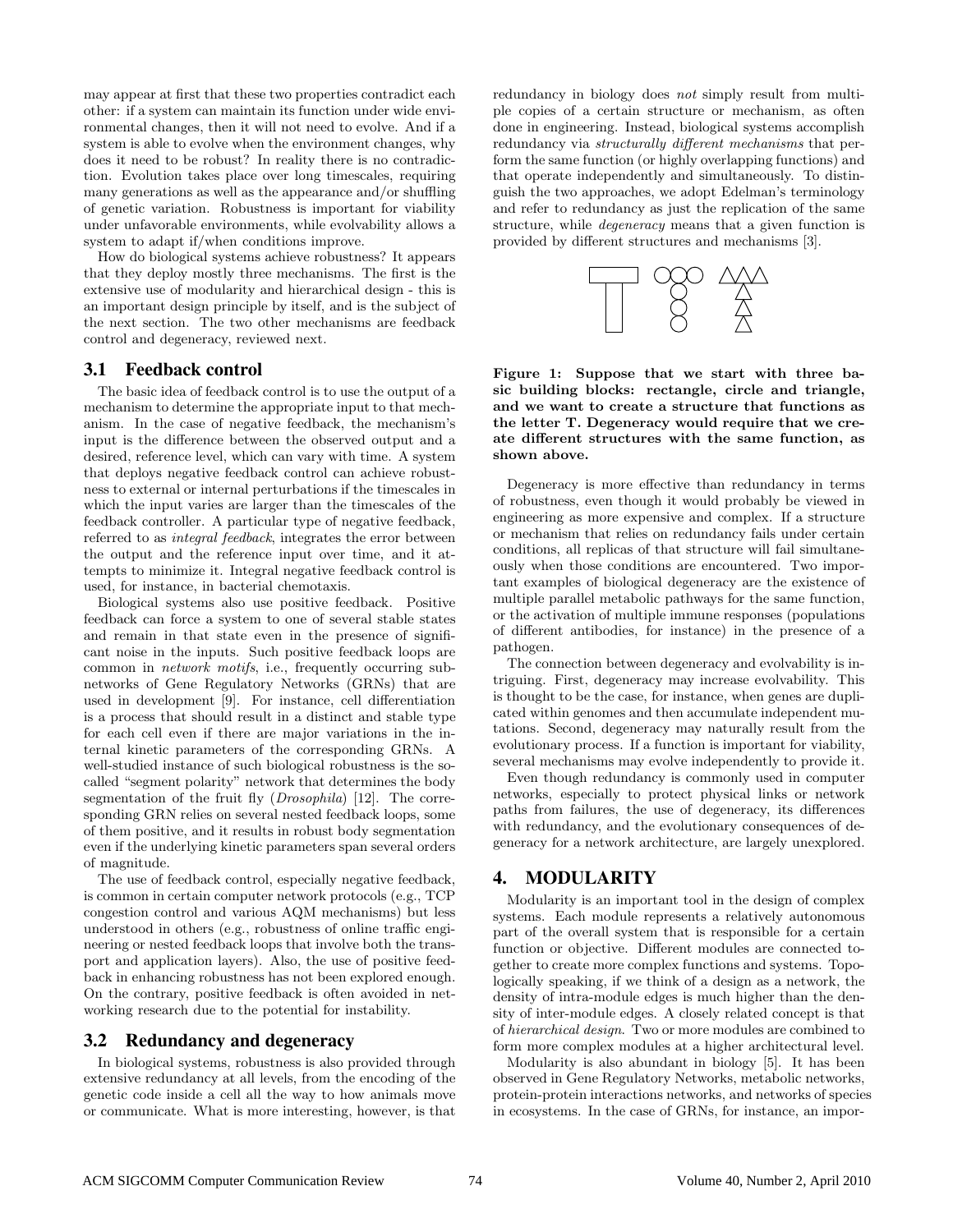may appear at first that these two properties contradict each other: if a system can maintain its function under wide environmental changes, then it will not need to evolve. And if a system is able to evolve when the environment changes, why does it need to be robust? In reality there is no contradiction. Evolution takes place over long timescales, requiring many generations as well as the appearance and/or shuffling of genetic variation. Robustness is important for viability under unfavorable environments, while evolvability allows a system to adapt if/when conditions improve.

How do biological systems achieve robustness? It appears that they deploy mostly three mechanisms. The first is the extensive use of modularity and hierarchical design - this is an important design principle by itself, and is the subject of the next section. The two other mechanisms are feedback control and degeneracy, reviewed next.

### 3.1 Feedback control

The basic idea of feedback control is to use the output of a mechanism to determine the appropriate input to that mechanism. In the case of negative feedback, the mechanism's input is the difference between the observed output and a desired, reference level, which can vary with time. A system that deploys negative feedback control can achieve robustness to external or internal perturbations if the timescales in which the input varies are larger than the timescales of the feedback controller. A particular type of negative feedback, referred to as *integral feedback*, integrates the error between the output and the reference input over time, and it attempts to minimize it. Integral negative feedback control is used, for instance, in bacterial chemotaxis.

Biological systems also use positive feedback. Positive feedback can force a system to one of several stable states and remain in that state even in the presence of significant noise in the inputs. Such positive feedback loops are common in *network motifs*, i.e., frequently occurring subnetworks of Gene Regulatory Networks (GRNs) that are used in development [9]. For instance, cell differentiation is a process that should result in a distinct and stable type for each cell even if there are major variations in the internal kinetic parameters of the corresponding GRNs. A well-studied instance of such biological robustness is the so-called "segment polarity" network that determines the body segmentation of the fruit fly (*Drosophila*) [12]. The corresponding GRN relies on several nested feedback loops, some of them positive, and it results in robust body segmentation even if the underlying kinetic parameters span several orders of magnitude.

The use of feedback control, especially negative feedback, is common in certain computer network protocols (e.g., TCP congestion control and various AQM mechanisms) but less understood in others (e.g., robustness of online traffic engineering or nested feedback loops that involve both the transport and application layers). Also, the use of positive feedback in enhancing robustness has not been explored enough. On the contrary, positive feedback is often avoided in networking research due to the potential for instability.

### 3.2 Redundancy and degeneracy

In biological systems, robustness is also provided through extensive redundancy at all levels, from the encoding of the genetic code inside a cell all the way to how animals move or communicate. What is more interesting, however, is that redundancy in biology does *not* simply result from multiple copies of a certain structure or mechanism, as often done in engineering. Instead, biological systems accomplish redundancy via *structurally different mechanisms* that perform the same function (or highly overlapping functions) and that operate independently and simultaneously. To distinguish the two approaches, we adopt Edelman's terminology and refer to redundancy as just the replication of the same structure, while *degeneracy* means that a given function is provided by different structures and mechanisms [3].

**Figure 1: Suppose that we start with three basic building blocks: rectangle, circle and triangle, and we want to create a structure that functions as the letter T. Degeneracy would require that we create different structures with the same function, as shown above.**

Degeneracy is more effective than redundancy in terms of robustness, even though it would probably be viewed in engineering as more expensive and complex. If a structure or mechanism that relies on redundancy fails under certain conditions, all replicas of that structure will fail simultaneously when those conditions are encountered. Two important examples of biological degeneracy are the existence of multiple parallel metabolic pathways for the same function, or the activation of multiple immune responses (populations of different antibodies, for instance) in the presence of a pathogen.

The connection between degeneracy and evolvability is intriguing. First, degeneracy may increase evolvability. This is thought to be the case, for instance, when genes are duplicated within genomes and then accumulate independent mutations. Second, degeneracy may naturally result from the evolutionary process. If a function is important for viability, several mechanisms may evolve independently to provide it.

Even though redundancy is commonly used in computer networks, especially to protect physical links or network paths from failures, the use of degeneracy, its differences with redundancy, and the evolutionary consequences of degeneracy for a network architecture, are largely unexplored.

## 4. MODULARITY

Modularity is an important tool in the design of complex systems. Each module represents a relatively autonomous part of the overall system that is responsible for a certain function or objective. Different modules are connected together to create more complex functions and systems. Topologically speaking, if we think of a design as a network, the density of intra-module edges is much higher than the density of inter-module edges. A closely related concept is that of *hierarchical design*. Two or more modules are combined to form more complex modules at a higher architectural level.

Modularity is also abundant in biology [5]. It has been observed in Gene Regulatory Networks, metabolic networks, protein-protein interactions networks, and networks of species in ecosystems. In the case of GRNs, for instance, an impor-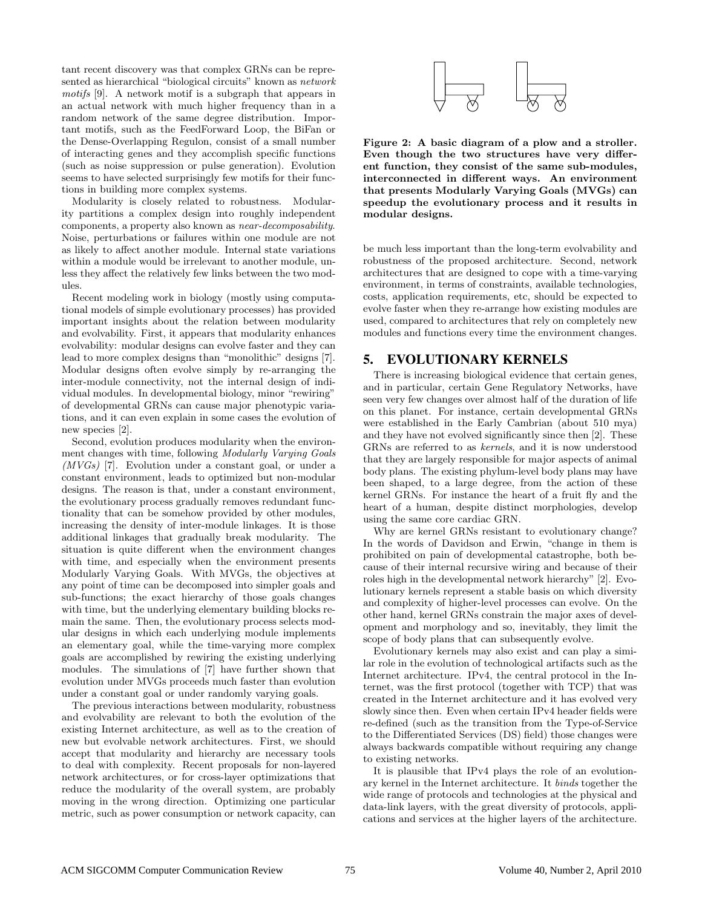tant recent discovery was that complex GRNs can be represented as hierarchical "biological circuits" known as *network motifs* [9]. A network motif is a subgraph that appears in an actual network with much higher frequency than in a random network of the same degree distribution. Important motifs, such as the FeedForward Loop, the BiFan or the Dense-Overlapping Regulon, consist of a small number of interacting genes and they accomplish specific functions (such as noise suppression or pulse generation). Evolution seems to have selected surprisingly few motifs for their functions in building more complex systems.

Modularity is closely related to robustness. Modularity partitions a complex design into roughly independent components, a property also known as *near-decomposability*. Noise, perturbations or failures within one module are not as likely to affect another module. Internal state variations within a module would be irrelevant to another module, unless they affect the relatively few links between the two modules.

Recent modeling work in biology (mostly using computational models of simple evolutionary processes) has provided important insights about the relation between modularity and evolvability. First, it appears that modularity enhances evolvability: modular designs can evolve faster and they can lead to more complex designs than "monolithic" designs [7]. Modular designs often evolve simply by re-arranging the inter-module connectivity, not the internal design of individual modules. In developmental biology, minor "rewiring" of developmental GRNs can cause major phenotypic variations, and it can even explain in some cases the evolution of new species [2].

Second, evolution produces modularity when the environment changes with time, following *Modularly Varying Goals (MVGs)* [7]. Evolution under a constant goal, or under a constant environment, leads to optimized but non-modular designs. The reason is that, under a constant environment, the evolutionary process gradually removes redundant functionality that can be somehow provided by other modules, increasing the density of inter-module linkages. It is those additional linkages that gradually break modularity. The situation is quite different when the environment changes with time, and especially when the environment presents Modularly Varying Goals. With MVGs, the objectives at any point of time can be decomposed into simpler goals and sub-functions; the exact hierarchy of those goals changes with time, but the underlying elementary building blocks remain the same. Then, the evolutionary process selects modular designs in which each underlying module implements an elementary goal, while the time-varying more complex goals are accomplished by rewiring the existing underlying modules. The simulations of [7] have further shown that evolution under MVGs proceeds much faster than evolution under a constant goal or under randomly varying goals.

The previous interactions between modularity, robustness and evolvability are relevant to both the evolution of the existing Internet architecture, as well as to the creation of new but evolvable network architectures. First, we should accept that modularity and hierarchy are necessary tools to deal with complexity. Recent proposals for non-layered network architectures, or for cross-layer optimizations that reduce the modularity of the overall system, are probably moving in the wrong direction. Optimizing one particular metric, such as power consumption or network capacity, can be much less important than the long-term evolvability and robustness of the proposed architecture. Second, network architectures that are designed to cope with a time-varying environment, in terms of constraints, available technologies, costs, application requirements, etc, should be expected to evolve faster when they re-arrange how existing modules are used, compared to architectures that rely on completely new modules and functions every time the environment changes.

**Figure 2: A basic diagram of a plow and a stroller. Even though the two structures have very different function, they consist of the same sub-modules, interconnected in different ways. An environment that presents Modularly Varying Goals (MVGs) can speedup the evolutionary process and it results in modular designs.**

## 5. EVOLUTIONARY KERNELS

There is increasing biological evidence that certain genes, and in particular, certain Gene Regulatory Networks, have seen very few changes over almost half of the duration of life on this planet. For instance, certain developmental GRNs were established in the Early Cambrian (about 510 mya) and they have not evolved significantly since then [2]. These GRNs are referred to as *kernels*, and it is now understood that they are largely responsible for major aspects of animal body plans. The existing phylum-level body plans may have been shaped, to a large degree, from the action of these kernel GRNs. For instance the heart of a fruit fly and the heart of a human, despite distinct morphologies, develop using the same core cardiac GRN.

Why are kernel GRNs resistant to evolutionary change? In the words of Davidson and Erwin, "change in them is prohibited on pain of developmental catastrophe, both because of their internal recursive wiring and because of their roles high in the developmental network hierarchy" [2]. Evolutionary kernels represent a stable basis on which diversity and complexity of higher-level processes can evolve. On the other hand, kernel GRNs constrain the major axes of development and morphology and so, inevitably, they limit the scope of body plans that can subsequently evolve.

Evolutionary kernels may also exist and can play a similar role in the evolution of technological artifacts such as the Internet architecture. IPv4, the central protocol in the Internet, was the first protocol (together with TCP) that was created in the Internet architecture and it has evolved very slowly since then. Even when certain IPv4 header fields were re-defined (such as the transition from the Type-of-Service to the Differentiated Services (DS) field) those changes were always backwards compatible without requiring any change to existing networks.

It is plausible that IPv4 plays the role of an evolutionary kernel in the Internet architecture. It *binds* together the wide range of protocols and technologies at the physical and data-link layers, with the great diversity of protocols, applications and services at the higher layers of the architecture.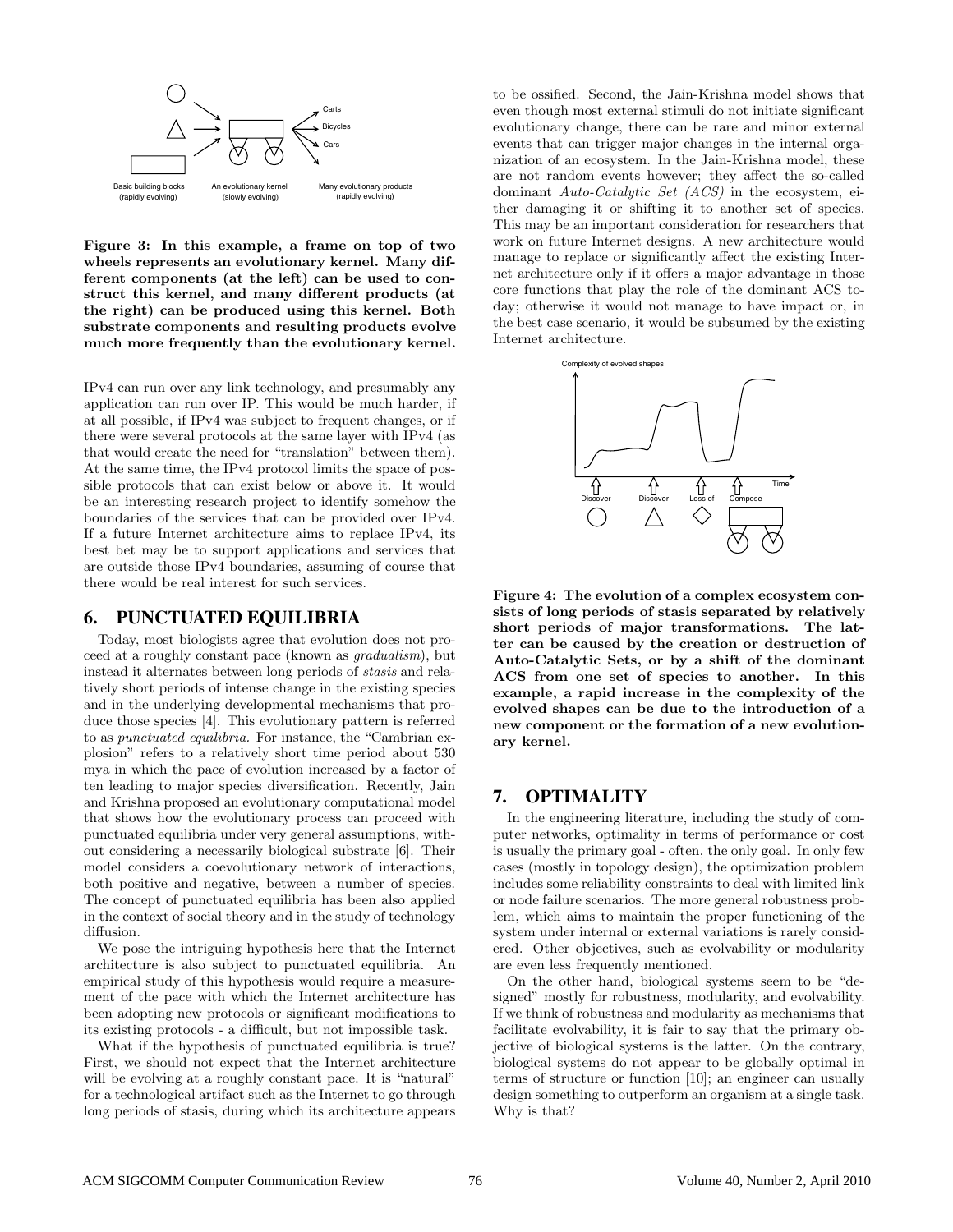**Figure 3: In this example, a frame on top of two wheels represents an evolutionary kernel. Many different components (at the left) can be used to construct this kernel, and many different products (at the right) can be produced using this kernel. Both substrate components and resulting products evolve much more frequently than the evolutionary kernel.**

IPv4 can run over any link technology, and presumably any application can run over IP. This would be much harder, if at all possible, if IPv4 was subject to frequent changes, or if there were several protocols at the same layer with IPv4 (as that would create the need for "translation" between them). At the same time, the IPv4 protocol limits the space of possible protocols that can exist below or above it. It would be an interesting research project to identify somehow the boundaries of the services that can be provided over IPv4. If a future Internet architecture aims to replace IPv4, its best bet may be to support applications and services that are outside those IPv4 boundaries, assuming of course that there would be real interest for such services.

## 6. PUNCTUATED EQUILIBRIA

Today, most biologists agree that evolution does not proceed at a roughly constant pace (known as *gradualism*), but instead it alternates between long periods of *stasis* and relatively short periods of intense change in the existing species and in the underlying developmental mechanisms that produce those species [4]. This evolutionary pattern is referred to as *punctuated equilibria*. For instance, the "Cambrian explosion" refers to a relatively short time period about 530 mya in which the pace of evolution increased by a factor of ten leading to major species diversification. Recently, Jain and Krishna proposed an evolutionary computational model that shows how the evolutionary process can proceed with punctuated equilibria under very general assumptions, without considering a necessarily biological substrate [6]. Their model considers a coevolutionary network of interactions, both positive and negative, between a number of species. The concept of punctuated equilibria has been also applied in the context of social theory and in the study of technology diffusion.

We pose the intriguing hypothesis here that the Internet architecture is also subject to punctuated equilibria. An empirical study of this hypothesis would require a measurement of the pace with which the Internet architecture has been adopting new protocols or significant modifications to its existing protocols - a difficult, but not impossible task.

What if the hypothesis of punctuated equilibria is true? First, we should not expect that the Internet architecture will be evolving at a roughly constant pace. It is "natural" for a technological artifact such as the Internet to go through long periods of stasis, during which its architecture appears to be ossified. Second, the Jain-Krishna model shows that even though most external stimuli do not initiate significant evolutionary change, there can be rare and minor external events that can trigger major changes in the internal organization of an ecosystem. In the Jain-Krishna model, these are not random events however; they affect the so-called dominant *Auto-Catalytic Set (ACS)* in the ecosystem, either damaging it or shifting it to another set of species. This may be an important consideration for researchers that work on future Internet designs. A new architecture would manage to replace or significantly affect the existing Internet architecture only if it offers a major advantage in those core functions that play the role of the dominant ACS today; otherwise it would not manage to have impact or, in the best case scenario, it would be subsumed by the existing Internet architecture.

**Figure 4: The evolution of a complex ecosystem consists of long periods of stasis separated by relatively short periods of major transformations. The latter can be caused by the creation or destruction of Auto-Catalytic Sets, or by a shift of the dominant ACS from one set of species to another. In this example, a rapid increase in the complexity of the evolved shapes can be due to the introduction of a new component or the formation of a new evolutionary kernel.**

## 7. OPTIMALITY

In the engineering literature, including the study of computer networks, optimality in terms of performance or cost is usually the primary goal - often, the only goal. In only few cases (mostly in topology design), the optimization problem includes some reliability constraints to deal with limited link or node failure scenarios. The more general robustness problem, which aims to maintain the proper functioning of the system under internal or external variations is rarely considered. Other objectives, such as evolvability or modularity are even less frequently mentioned.

On the other hand, biological systems seem to be "designed" mostly for robustness, modularity, and evolvability. If we think of robustness and modularity as mechanisms that facilitate evolvability, it is fair to say that the primary objective of biological systems is the latter. On the contrary, biological systems do not appear to be globally optimal in terms of structure or function [10]; an engineer can usually design something to outperform an organism at a single task. Why is that?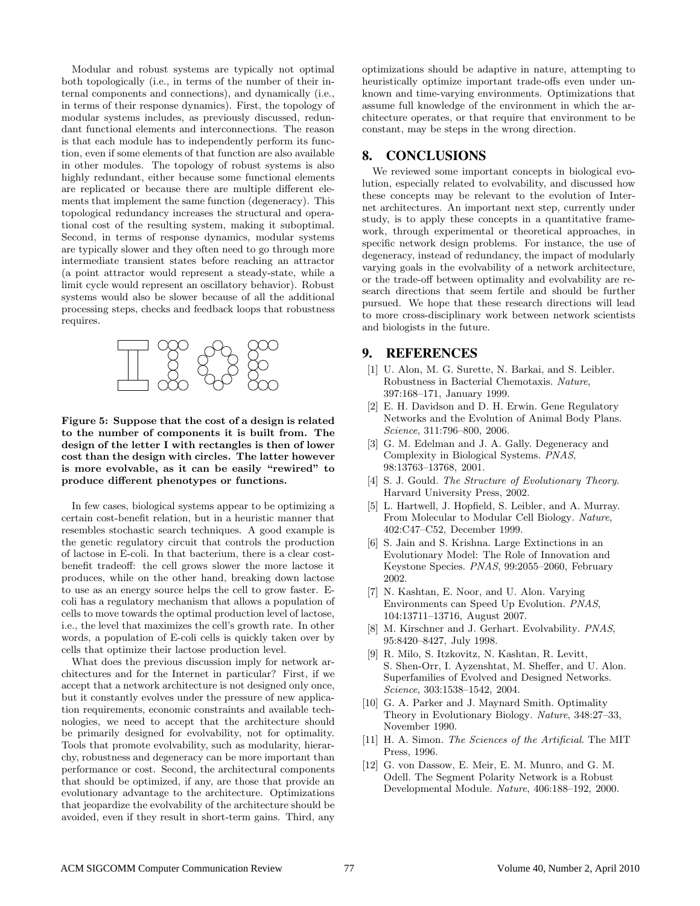Modular and robust systems are typically not optimal both topologically (i.e., in terms of the number of their internal components and connections), and dynamically (i.e., in terms of their response dynamics). First, the topology of modular systems includes, as previously discussed, redundant functional elements and interconnections. The reason is that each module has to independently perform its function, even if some elements of that function are also available in other modules. The topology of robust systems is also highly redundant, either because some functional elements are replicated or because there are multiple different elements that implement the same function (degeneracy). This topological redundancy increases the structural and operational cost of the resulting system, making it suboptimal. Second, in terms of response dynamics, modular systems are typically slower and they often need to go through more intermediate transient states before reaching an attractor (a point attractor would represent a steady-state, while a limit cycle would represent an oscillatory behavior). Robust systems would also be slower because of all the additional processing steps, checks and feedback loops that robustness requires.

**Figure 5: Suppose that the cost of a design is related to the number of components it is built from. The design of the letter I with rectangles is then of lower cost than the design with circles. The latter however is more evolvable, as it can be easily "rewired" to produce different phenotypes or functions.**

In few cases, biological systems appear to be optimizing a certain cost-benefit relation, but in a heuristic manner that resembles stochastic search techniques. A good example is the genetic regulatory circuit that controls the production of lactose in E-coli. In that bacterium, there is a clear cost-benefit tradeoff: the cell grows slower the more lactose it produces, while on the other hand, breaking down lactose to use as an energy source helps the cell to grow faster. E-coli has a regulatory mechanism that allows a population of cells to move towards the optimal production level of lactose, i.e., the level that maximizes the cell's growth rate. In other words, a population of E-coli cells is quickly taken over by cells that optimize their lactose production level.

What does the previous discussion imply for network architectures and for the Internet in particular? First, if we accept that a network architecture is not designed only once, but it constantly evolves under the pressure of new application requirements, economic constraints and available technologies, we need to accept that the architecture should be primarily designed for evolvability, not for optimality. Tools that promote evolvability, such as modularity, hierarchy, robustness and degeneracy can be more important than performance or cost. Second, the architectural components that should be optimized, if any, are those that provide an evolutionary advantage to the architecture. Optimizations that jeopardize the evolvability of the architecture should be avoided, even if they result in short-term gains. Third, any optimizations should be adaptive in nature, attempting to heuristically optimize important trade-offs even under unknown and time-varying environments. Optimizations that assume full knowledge of the environment in which the architecture operates, or that require that environment to be constant, may be steps in the wrong direction.

## 8. CONCLUSIONS

We reviewed some important concepts in biological evolution, especially related to evolvability, and discussed how these concepts may be relevant to the evolution of Internet architectures. An important next step, currently under study, is to apply these concepts in a quantitative framework, through experimental or theoretical approaches, in specific network design problems. For instance, the use of degeneracy, instead of redundancy, the impact of modularly varying goals in the evolvability of a network architecture, or the trade-off between optimality and evolvability are research directions that seem fertile and should be further pursued. We hope that these research directions will lead to more cross-disciplinary work between network scientists and biologists in the future.

## 9. REFERENCES

[1] U. Alon, M. G. Surette, N. Barkai, and S. Leibler. Robustness in Bacterial Chemotaxis. *Nature*, 397:168–171, January 1999.

[2] E. H. Davidson and D. H. Erwin. Gene Regulatory Networks and the Evolution of Animal Body Plans. *Science*, 311:796–800, 2006.

[3] G. M. Edelman and J. A. Gally. Degeneracy and Complexity in Biological Systems. *PNAS*, 98:13763–13768, 2001.

[4] S. J. Gould. *The Structure of Evolutionary Theory*. Harvard University Press, 2002.

[5] L. Hartwell, J. Hopfield, S. Leibler, and A. Murray. From Molecular to Modular Cell Biology. *Nature*, 402:C47–C52, December 1999.

[6] S. Jain and S. Krishna. Large Extinctions in an Evolutionary Model: The Role of Innovation and Keystone Species. *PNAS*, 99:2055–2060, February 2002.

[7] N. Kashtan, E. Noor, and U. Alon. Varying Environments can Speed Up Evolution. *PNAS*, 104:13711–13716, August 2007.

[8] M. Kirschner and J. Gerhart. Evolvability. *PNAS*, 95:8420–8427, July 1998.

[9] R. Milo, S. Itzkovitz, N. Kashtan, R. Levitt, S. Shen-Orr, I. Ayzenshtat, M. Sheffer, and U. Alon. Superfamilies of Evolved and Designed Networks. *Science*, 303:1538–1542, 2004.

[10] G. A. Parker and J. Maynard Smith. Optimality Theory in Evolutionary Biology. *Nature*, 348:27–33, November 1990.

[11] H. A. Simon. *The Sciences of the Artificial*. The MIT Press, 1996.

[12] G. von Dassow, E. Meir, E. M. Munro, and G. M. Odell. The Segment Polarity Network is a Robust Developmental Module. *Nature*, 406:188–192, 2000.